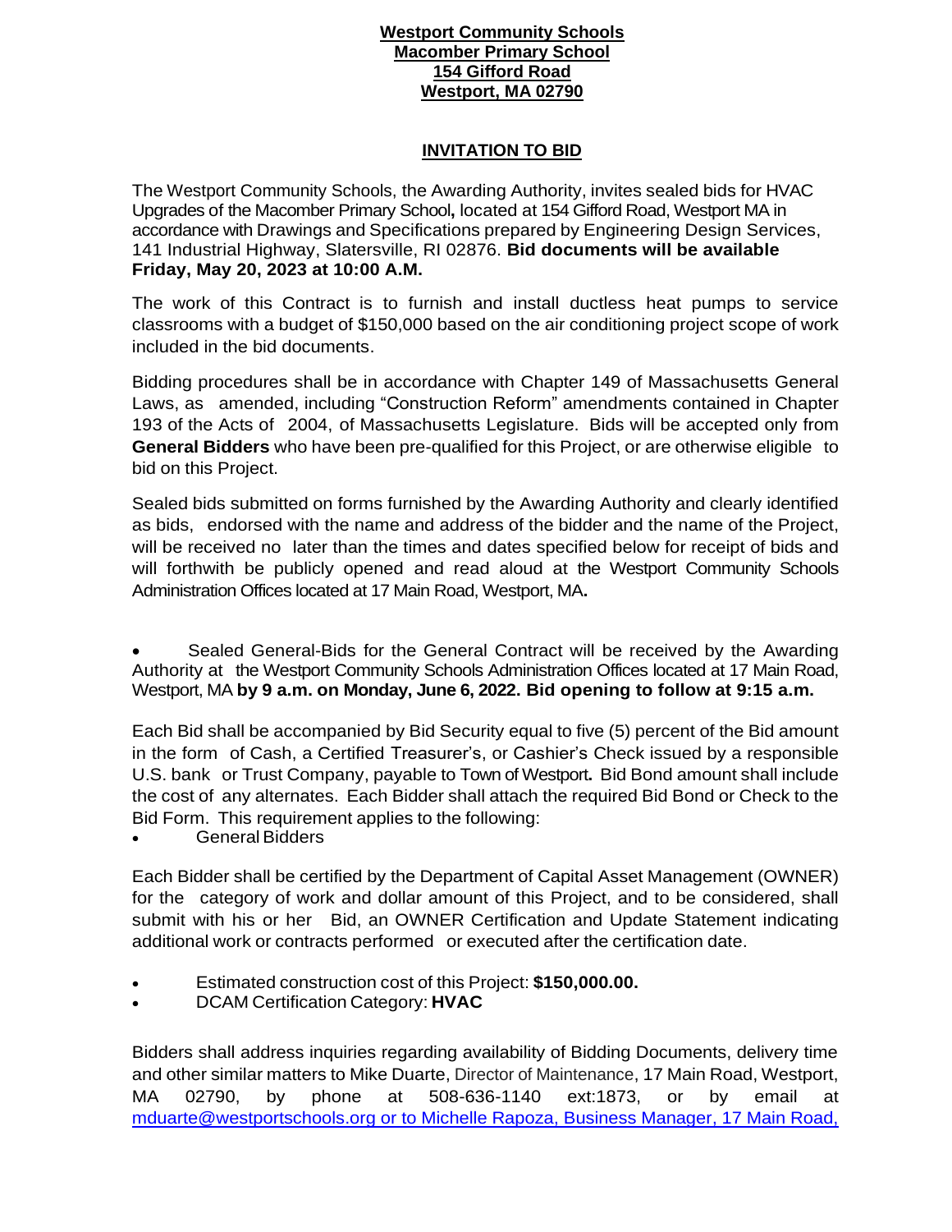**Westport Community Schools**
**Macomber Primary School**
**154 Gifford Road**
**Westport, MA 02790**

# INVITATION TO BID

The Westport Community Schools, the Awarding Authority, invites sealed bids for HVAC Upgrades of the Macomber Primary School**,** located at 154 Gifford Road, Westport MA in accordance with Drawings and Specifications prepared by Engineering Design Services, 141 Industrial Highway, Slatersville, RI 02876. **Bid documents will be available Friday, May 20, 2023 at 10:00 A.M.**

The work of this Contract is to furnish and install ductless heat pumps to service classrooms with a budget of $150,000 based on the air conditioning project scope of work included in the bid documents.

Bidding procedures shall be in accordance with Chapter 149 of Massachusetts General Laws, as amended, including "Construction Reform" amendments contained in Chapter 193 of the Acts of 2004, of Massachusetts Legislature. Bids will be accepted only from **General Bidders** who have been pre-qualified for this Project, or are otherwise eligible to bid on this Project.

Sealed bids submitted on forms furnished by the Awarding Authority and clearly identified as bids, endorsed with the name and address of the bidder and the name of the Project, will be received no later than the times and dates specified below for receipt of bids and will forthwith be publicly opened and read aloud at the Westport Community Schools Administration Offices located at 17 Main Road, Westport, MA**.**

- Sealed General-Bids for the General Contract will be received by the Awarding Authority at the Westport Community Schools Administration Offices located at 17 Main Road, Westport, MA **by 9 a.m. on Monday, June 6, 2022. Bid opening to follow at 9:15 a.m.**

Each Bid shall be accompanied by Bid Security equal to five (5) percent of the Bid amount in the form of Cash, a Certified Treasurer's, or Cashier's Check issued by a responsible U.S. bank or Trust Company, payable to Town of Westport**.** Bid Bond amount shall include the cost of any alternates. Each Bidder shall attach the required Bid Bond or Check to the Bid Form. This requirement applies to the following:

- General Bidders

Each Bidder shall be certified by the Department of Capital Asset Management (OWNER) for the category of work and dollar amount of this Project, and to be considered, shall submit with his or her Bid, an OWNER Certification and Update Statement indicating additional work or contracts performed or executed after the certification date.

- Estimated construction cost of this Project: **$150,000.00.**
- DCAM Certification Category: **HVAC**

Bidders shall address inquiries regarding availability of Bidding Documents, delivery time and other similar matters to Mike Duarte, Director of Maintenance, 17 Main Road, Westport, MA 02790, by phone at 508-636-1140 ext:1873, or by email at mduarte@westportschools.org or to Michelle Rapoza, Business Manager, 17 Main Road,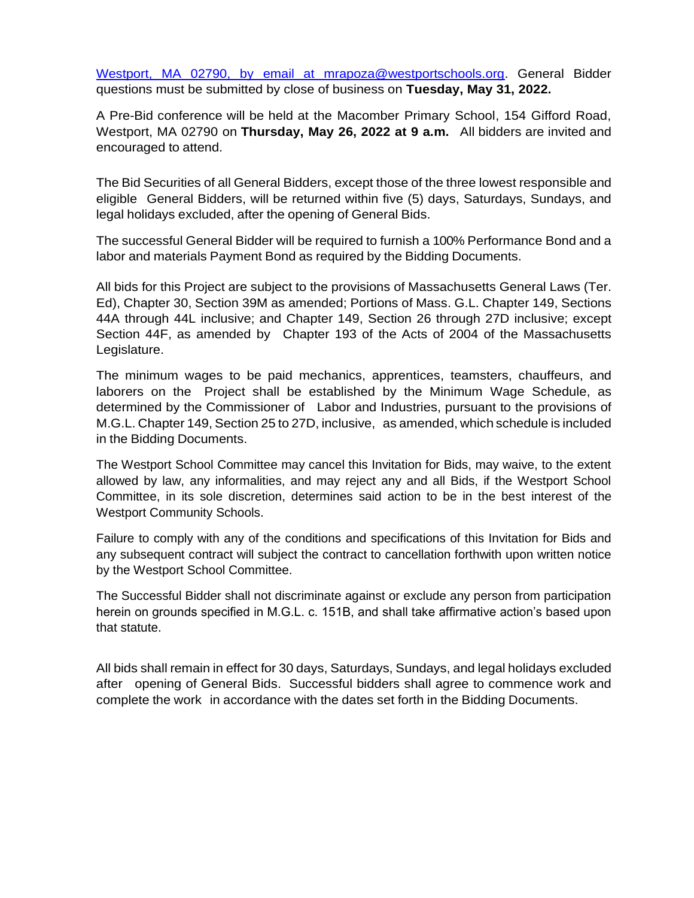Westport, MA 02790, by email at mrapoza@westportschools.org. General Bidder questions must be submitted by close of business on **Tuesday, May 31, 2022.**

A Pre-Bid conference will be held at the Macomber Primary School, 154 Gifford Road, Westport, MA 02790 on **Thursday, May 26, 2022 at 9 a.m.** All bidders are invited and encouraged to attend.

The Bid Securities of all General Bidders, except those of the three lowest responsible and eligible General Bidders, will be returned within five (5) days, Saturdays, Sundays, and legal holidays excluded, after the opening of General Bids.

The successful General Bidder will be required to furnish a 100% Performance Bond and a labor and materials Payment Bond as required by the Bidding Documents.

All bids for this Project are subject to the provisions of Massachusetts General Laws (Ter. Ed), Chapter 30, Section 39M as amended; Portions of Mass. G.L. Chapter 149, Sections 44A through 44L inclusive; and Chapter 149, Section 26 through 27D inclusive; except Section 44F, as amended by Chapter 193 of the Acts of 2004 of the Massachusetts Legislature.

The minimum wages to be paid mechanics, apprentices, teamsters, chauffeurs, and laborers on the Project shall be established by the Minimum Wage Schedule, as determined by the Commissioner of Labor and Industries, pursuant to the provisions of M.G.L. Chapter 149, Section 25 to 27D, inclusive, as amended, which schedule is included in the Bidding Documents.

The Westport School Committee may cancel this Invitation for Bids, may waive, to the extent allowed by law, any informalities, and may reject any and all Bids, if the Westport School Committee, in its sole discretion, determines said action to be in the best interest of the Westport Community Schools.

Failure to comply with any of the conditions and specifications of this Invitation for Bids and any subsequent contract will subject the contract to cancellation forthwith upon written notice by the Westport School Committee.

The Successful Bidder shall not discriminate against or exclude any person from participation herein on grounds specified in M.G.L. c. 151B, and shall take affirmative action's based upon that statute.

All bids shall remain in effect for 30 days, Saturdays, Sundays, and legal holidays excluded after opening of General Bids. Successful bidders shall agree to commence work and complete the work in accordance with the dates set forth in the Bidding Documents.